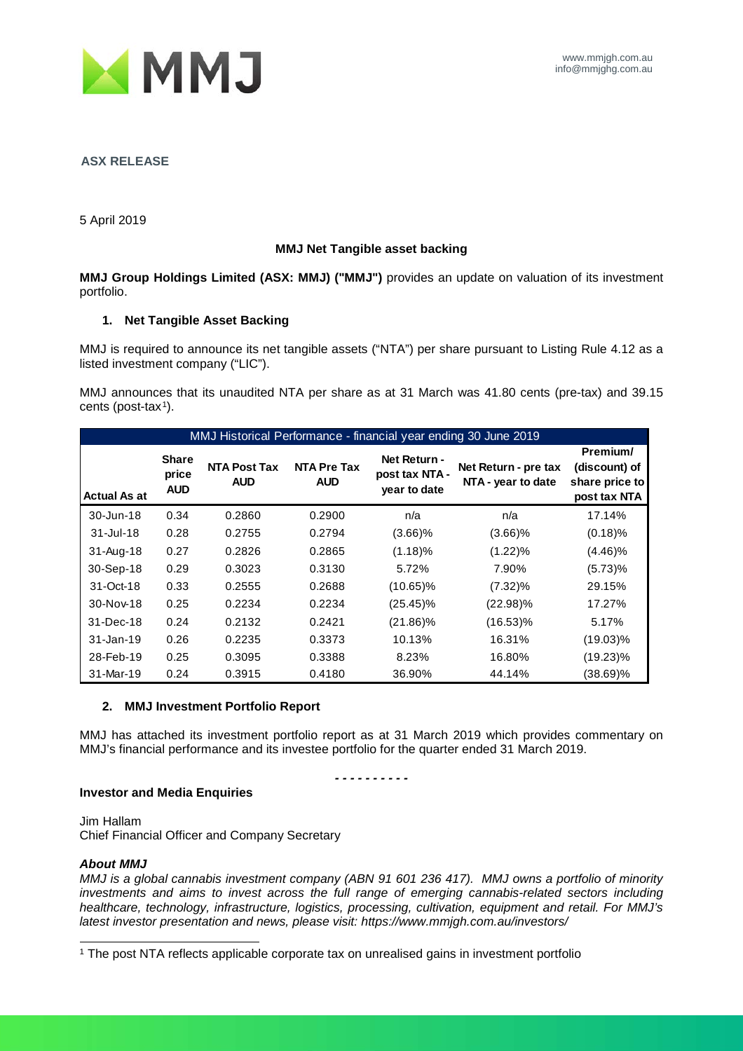MMJ

www.mmjgh.com.au
info@mmjghg.com.au

**ASX RELEASE**

5 April 2019

**MMJ Net Tangible asset backing**

**MMJ Group Holdings Limited (ASX: MMJ) ("MMJ")** provides an update on valuation of its investment portfolio.

## 1. Net Tangible Asset Backing

MMJ is required to announce its net tangible assets ("NTA") per share pursuant to Listing Rule 4.12 as a listed investment company ("LIC").

MMJ announces that its unaudited NTA per share as at 31 March was 41.80 cents (pre-tax) and 39.15 cents (post-tax[1]).

| MMJ Historical Performance - financial year ending 30 June 2019 | | | | | | |
|---|---|---|---|---|---|---|
| **Actual As at** | **Share price AUD** | **NTA Post Tax AUD** | **NTA Pre Tax AUD** | **Net Return - post tax NTA - year to date** | **Net Return - pre tax NTA - year to date** | **Premium/ (discount) of share price to post tax NTA** |
| 30-Jun-18 | 0.34 | 0.2860 | 0.2900 | n/a | n/a | 17.14% |
| 31-Jul-18 | 0.28 | 0.2755 | 0.2794 | (3.66)% | (3.66)% | (0.18)% |
| 31-Aug-18 | 0.27 | 0.2826 | 0.2865 | (1.18)% | (1.22)% | (4.46)% |
| 30-Sep-18 | 0.29 | 0.3023 | 0.3130 | 5.72% | 7.90% | (5.73)% |
| 31-Oct-18 | 0.33 | 0.2555 | 0.2688 | (10.65)% | (7.32)% | 29.15% |
| 30-Nov-18 | 0.25 | 0.2234 | 0.2234 | (25.45)% | (22.98)% | 17.27% |
| 31-Dec-18 | 0.24 | 0.2132 | 0.2421 | (21.86)% | (16.53)% | 5.17% |
| 31-Jan-19 | 0.26 | 0.2235 | 0.3373 | 10.13% | 16.31% | (19.03)% |
| 28-Feb-19 | 0.25 | 0.3095 | 0.3388 | 8.23% | 16.80% | (19.23)% |
| 31-Mar-19 | 0.24 | 0.3915 | 0.4180 | 36.90% | 44.14% | (38.69)% |

## 2. MMJ Investment Portfolio Report

MMJ has attached its investment portfolio report as at 31 March 2019 which provides commentary on MMJ's financial performance and its investee portfolio for the quarter ended 31 March 2019.

- - - - - - - - - -

**Investor and Media Enquiries**

Jim Hallam
Chief Financial Officer and Company Secretary

***About MMJ***

*MMJ is a global cannabis investment company (ABN 91 601 236 417). MMJ owns a portfolio of minority investments and aims to invest across the full range of emerging cannabis-related sectors including healthcare, technology, infrastructure, logistics, processing, cultivation, equipment and retail. For MMJ's latest investor presentation and news, please visit: https://www.mmjgh.com.au/investors/*

[1] The post NTA reflects applicable corporate tax on unrealised gains in investment portfolio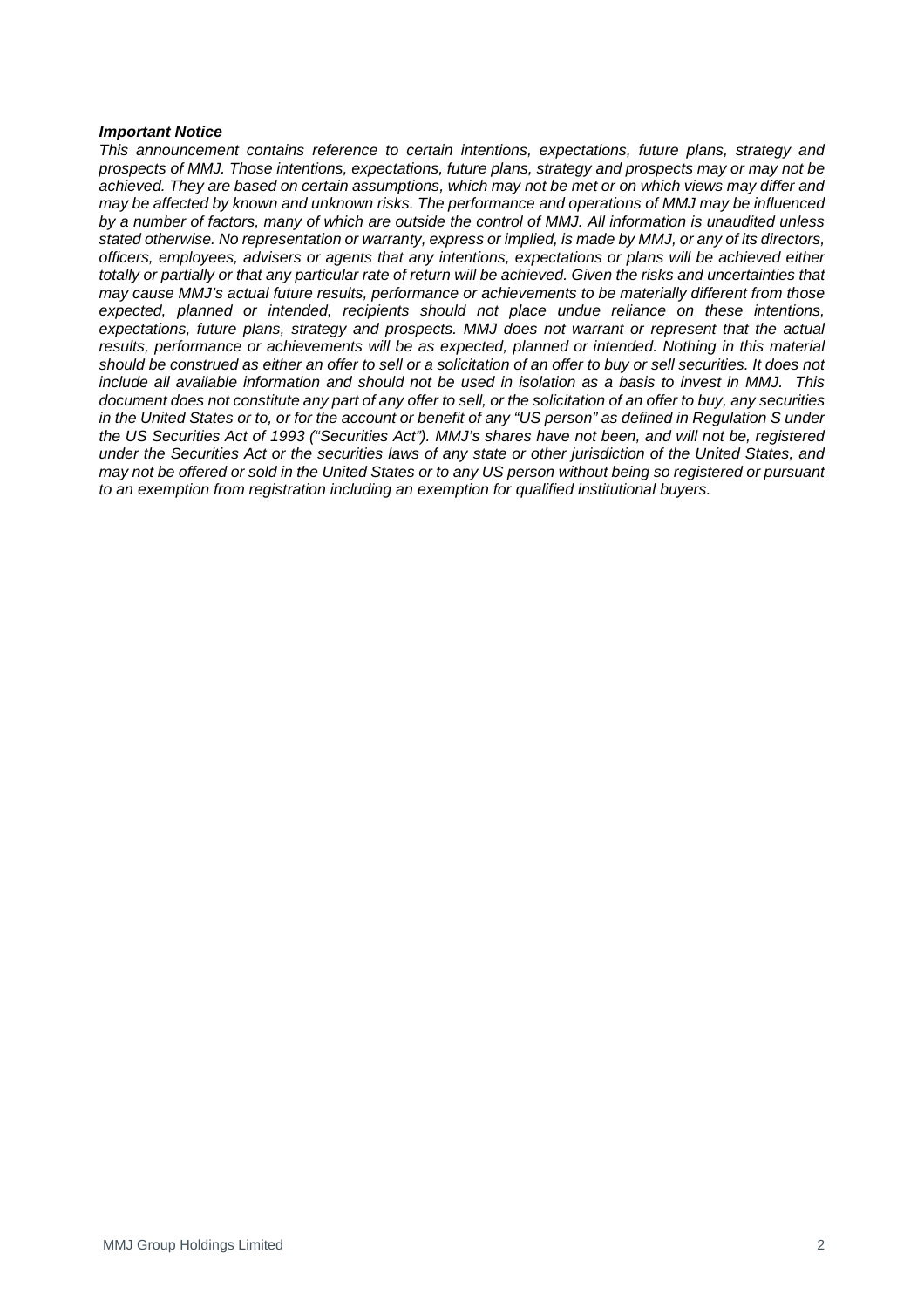***Important Notice***

*This announcement contains reference to certain intentions, expectations, future plans, strategy and prospects of MMJ. Those intentions, expectations, future plans, strategy and prospects may or may not be achieved. They are based on certain assumptions, which may not be met or on which views may differ and may be affected by known and unknown risks. The performance and operations of MMJ may be influenced by a number of factors, many of which are outside the control of MMJ. All information is unaudited unless stated otherwise. No representation or warranty, express or implied, is made by MMJ, or any of its directors, officers, employees, advisers or agents that any intentions, expectations or plans will be achieved either totally or partially or that any particular rate of return will be achieved. Given the risks and uncertainties that may cause MMJ's actual future results, performance or achievements to be materially different from those expected, planned or intended, recipients should not place undue reliance on these intentions, expectations, future plans, strategy and prospects. MMJ does not warrant or represent that the actual results, performance or achievements will be as expected, planned or intended. Nothing in this material should be construed as either an offer to sell or a solicitation of an offer to buy or sell securities. It does not include all available information and should not be used in isolation as a basis to invest in MMJ. This document does not constitute any part of any offer to sell, or the solicitation of an offer to buy, any securities in the United States or to, or for the account or benefit of any "US person" as defined in Regulation S under the US Securities Act of 1993 ("Securities Act"). MMJ's shares have not been, and will not be, registered under the Securities Act or the securities laws of any state or other jurisdiction of the United States, and may not be offered or sold in the United States or to any US person without being so registered or pursuant to an exemption from registration including an exemption for qualified institutional buyers.*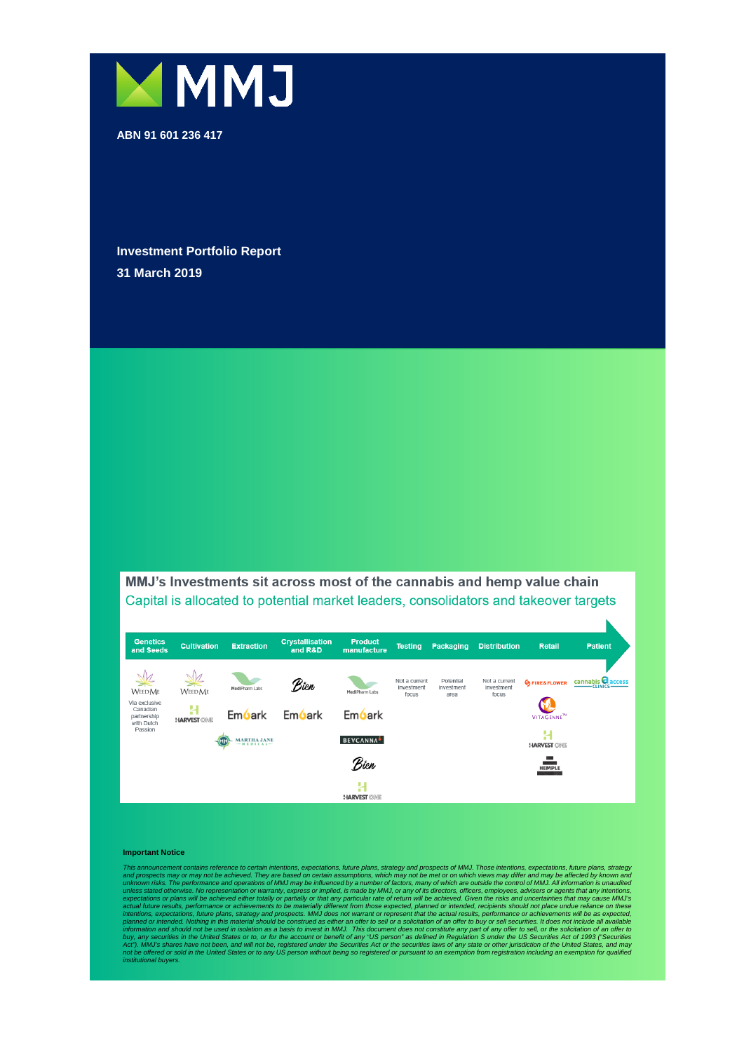# MMJ

ABN 91 601 236 417

## Investment Portfolio Report
## 31 March 2019

**MMJ's Investments sit across most of the cannabis and hemp value chain**

Capital is allocated to potential market leaders, consolidators and takeover targets

| Genetics and Seeds | Cultivation | Extraction | Crystallisation and R&D | Product manufacture | Testing | Packaging | Distribution | Retail | Patient |
|---|---|---|---|---|---|---|---|---|---|
| WeedMe | WeedMe | MediPharm Labs | Bien | MediPharm Labs | Not a current investment focus | Potential investment area | Not a current investment focus | Fire & Flower | cannabis access clinics |
| Via exclusive Canadian partnership with Dutch Passion | Harvest One | Embark | Embark | Embark | | | | Vitagenne | |
| | Martha Jane Medical | | | Bevcanna | | | | Harvest One | |
| | | | | Bien | | | | Hemple | |
| | | | | Harvest One | | | | | |

**Important Notice**

*This announcement contains reference to certain intentions, expectations, future plans, strategy and prospects of MMJ. Those intentions, expectations, future plans, strategy and prospects may or may not be achieved. They are based on certain assumptions, which may not be met or on which views may differ and may be affected by known and unknown risks. The performance and operations of MMJ may be influenced by a number of factors, many of which are outside the control of MMJ. All information is unaudited unless stated otherwise. No representation or warranty, express or implied, is made by MMJ, or any of its directors, officers, employees, advisers or agents that any intentions, expectations or plans will be achieved either totally or partially or that any particular rate of return will be achieved. Given the risks and uncertainties that may cause MMJ's actual future results, performance or achievements to be materially different from those expected, planned or intended, recipients should not place undue reliance on these intentions, expectations, future plans, strategy and prospects. MMJ does not warrant or represent that the actual results, performance or achievements will be as expected, planned or intended. Nothing in this material should be construed as either an offer to sell or a solicitation of an offer to buy or sell securities. It does not include all available information and should not be used in isolation as a basis to invest in MMJ. This document does not constitute any part of any offer to sell, or the solicitation of an offer to buy, any securities in the United States or to, or for the account or benefit of any "US person" as defined in Regulation S under the US Securities Act of 1993 ("Securities Act"). MMJ's shares have not been, and will not be, registered under the Securities Act or the securities laws of any state or other jurisdiction of the United States, and may not be offered or sold in the United States or to any US person without being so registered or pursuant to an exemption from registration including an exemption for qualified institutional buyers.*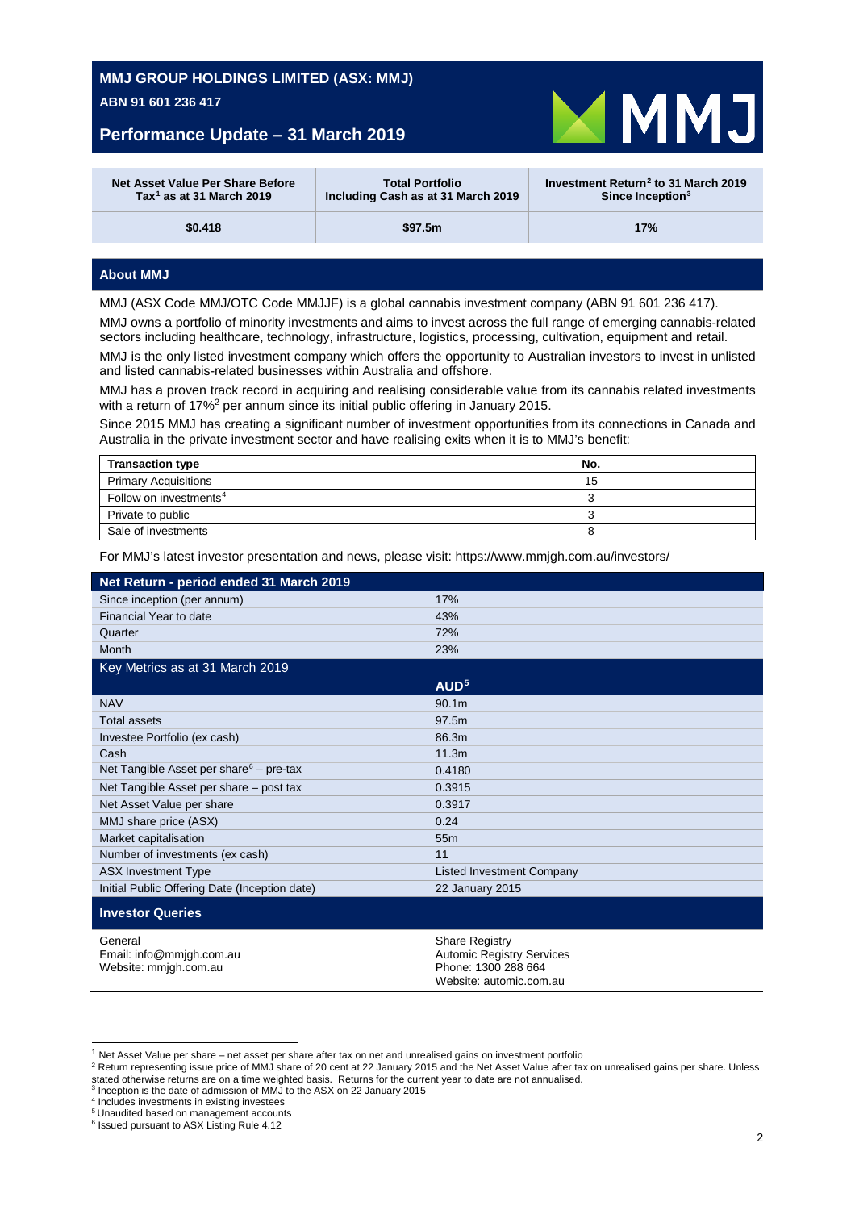# MMJ GROUP HOLDINGS LIMITED (ASX: MMJ)

**ABN 91 601 236 417**

## Performance Update – 31 March 2019

| Net Asset Value Per Share Before Tax[1] as at 31 March 2019 | Total Portfolio Including Cash as at 31 March 2019 | Investment Return[2] to 31 March 2019 Since Inception[3] |
|---|---|---|
| $0.418 | $97.5m | 17% |

## About MMJ

MMJ (ASX Code MMJ/OTC Code MMJJF) is a global cannabis investment company (ABN 91 601 236 417).

MMJ owns a portfolio of minority investments and aims to invest across the full range of emerging cannabis-related sectors including healthcare, technology, infrastructure, logistics, processing, cultivation, equipment and retail.

MMJ is the only listed investment company which offers the opportunity to Australian investors to invest in unlisted and listed cannabis-related businesses within Australia and offshore.

MMJ has a proven track record in acquiring and realising considerable value from its cannabis related investments with a return of 17%[2] per annum since its initial public offering in January 2015.

Since 2015 MMJ has creating a significant number of investment opportunities from its connections in Canada and Australia in the private investment sector and have realising exits when it is to MMJ's benefit:

| Transaction type | No. |
|---|---|
| Primary Acquisitions | 15 |
| Follow on investments[4] | 3 |
| Private to public | 3 |
| Sale of investments | 8 |

For MMJ's latest investor presentation and news, please visit: https://www.mmjgh.com.au/investors/

| Net Return - period ended 31 March 2019 | |
|---|---|
| Since inception (per annum) | 17% |
| Financial Year to date | 43% |
| Quarter | 72% |
| Month | 23% |

| Key Metrics as at 31 March 2019 | AUD[5] |
|---|---|
| NAV | 90.1m |
| Total assets | 97.5m |
| Investee Portfolio (ex cash) | 86.3m |
| Cash | 11.3m |
| Net Tangible Asset per share[6] – pre-tax | 0.4180 |
| Net Tangible Asset per share – post tax | 0.3915 |
| Net Asset Value per share | 0.3917 |
| MMJ share price (ASX) | 0.24 |
| Market capitalisation | 55m |
| Number of investments (ex cash) | 11 |
| ASX Investment Type | Listed Investment Company |
| Initial Public Offering Date (Inception date) | 22 January 2015 |

## Investor Queries

General
Email: info@mmjgh.com.au
Website: mmjgh.com.au

Share Registry
Automic Registry Services
Phone: 1300 288 664
Website: automic.com.au

---

[1] Net Asset Value per share – net asset per share after tax on net and unrealised gains on investment portfolio

[2] Return representing issue price of MMJ share of 20 cent at 22 January 2015 and the Net Asset Value after tax on unrealised gains per share. Unless stated otherwise returns are on a time weighted basis. Returns for the current year to date are not annualised.

[3] Inception is the date of admission of MMJ to the ASX on 22 January 2015

[4] Includes investments in existing investees

[5] Unaudited based on management accounts

[6] Issued pursuant to ASX Listing Rule 4.12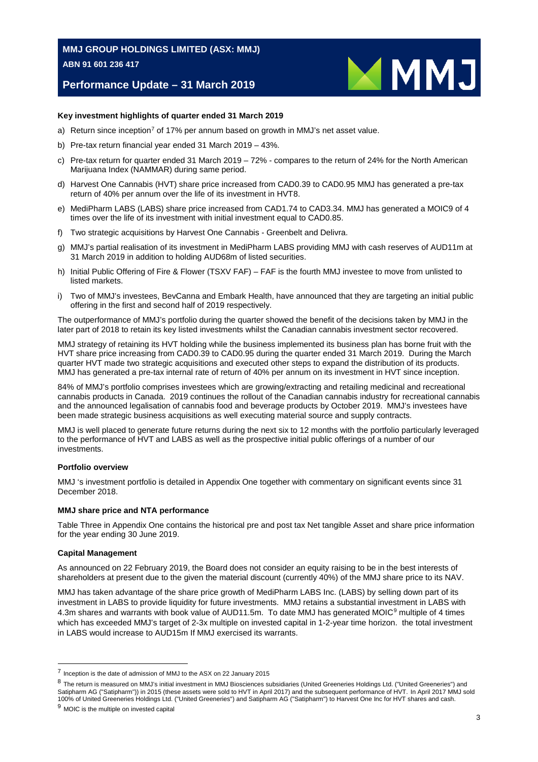# MMJ GROUP HOLDINGS LIMITED (ASX: MMJ)

**ABN 91 601 236 417**

## Performance Update – 31 March 2019

### Key investment highlights of quarter ended 31 March 2019

a) Return since inception[7] of 17% per annum based on growth in MMJ's net asset value.

b) Pre-tax return financial year ended 31 March 2019 – 43%.

c) Pre-tax return for quarter ended 31 March 2019 – 72% - compares to the return of 24% for the North American Marijuana Index (NAMMAR) during same period.

d) Harvest One Cannabis (HVT) share price increased from CAD0.39 to CAD0.95 MMJ has generated a pre-tax return of 40% per annum over the life of its investment in HVT8.

e) MediPharm LABS (LABS) share price increased from CAD1.74 to CAD3.34. MMJ has generated a MOIC9 of 4 times over the life of its investment with initial investment equal to CAD0.85.

f) Two strategic acquisitions by Harvest One Cannabis - Greenbelt and Delivra.

g) MMJ's partial realisation of its investment in MediPharm LABS providing MMJ with cash reserves of AUD11m at 31 March 2019 in addition to holding AUD68m of listed securities.

h) Initial Public Offering of Fire & Flower (TSXV FAF) – FAF is the fourth MMJ investee to move from unlisted to listed markets.

i) Two of MMJ's investees, BevCanna and Embark Health, have announced that they are targeting an initial public offering in the first and second half of 2019 respectively.

The outperformance of MMJ's portfolio during the quarter showed the benefit of the decisions taken by MMJ in the later part of 2018 to retain its key listed investments whilst the Canadian cannabis investment sector recovered.

MMJ strategy of retaining its HVT holding while the business implemented its business plan has borne fruit with the HVT share price increasing from CAD0.39 to CAD0.95 during the quarter ended 31 March 2019. During the March quarter HVT made two strategic acquisitions and executed other steps to expand the distribution of its products. MMJ has generated a pre-tax internal rate of return of 40% per annum on its investment in HVT since inception.

84% of MMJ's portfolio comprises investees which are growing/extracting and retailing medicinal and recreational cannabis products in Canada. 2019 continues the rollout of the Canadian cannabis industry for recreational cannabis and the announced legalisation of cannabis food and beverage products by October 2019. MMJ's investees have been made strategic business acquisitions as well executing material source and supply contracts.

MMJ is well placed to generate future returns during the next six to 12 months with the portfolio particularly leveraged to the performance of HVT and LABS as well as the prospective initial public offerings of a number of our investments.

### Portfolio overview

MMJ 's investment portfolio is detailed in Appendix One together with commentary on significant events since 31 December 2018.

### MMJ share price and NTA performance

Table Three in Appendix One contains the historical pre and post tax Net tangible Asset and share price information for the year ending 30 June 2019.

### Capital Management

As announced on 22 February 2019, the Board does not consider an equity raising to be in the best interests of shareholders at present due to the given the material discount (currently 40%) of the MMJ share price to its NAV.

MMJ has taken advantage of the share price growth of MediPharm LABS Inc. (LABS) by selling down part of its investment in LABS to provide liquidity for future investments. MMJ retains a substantial investment in LABS with 4.3m shares and warrants with book value of AUD11.5m. To date MMJ has generated MOIC[9] multiple of 4 times which has exceeded MMJ's target of 2-3x multiple on invested capital in 1-2-year time horizon. the total investment in LABS would increase to AUD15m If MMJ exercised its warrants.

---

[7] Inception is the date of admission of MMJ to the ASX on 22 January 2015

[8] The return is measured on MMJ's initial investment in MMJ Biosciences subsidiaries (United Greeneries Holdings Ltd. ("United Greeneries") and Satipharm AG ("Satipharm")) in 2015 (these assets were sold to HVT in April 2017) and the subsequent performance of HVT. In April 2017 MMJ sold 100% of United Greeneries Holdings Ltd. ("United Greeneries") and Satipharm AG ("Satipharm") to Harvest One Inc for HVT shares and cash.

[9] MOIC is the multiple on invested capital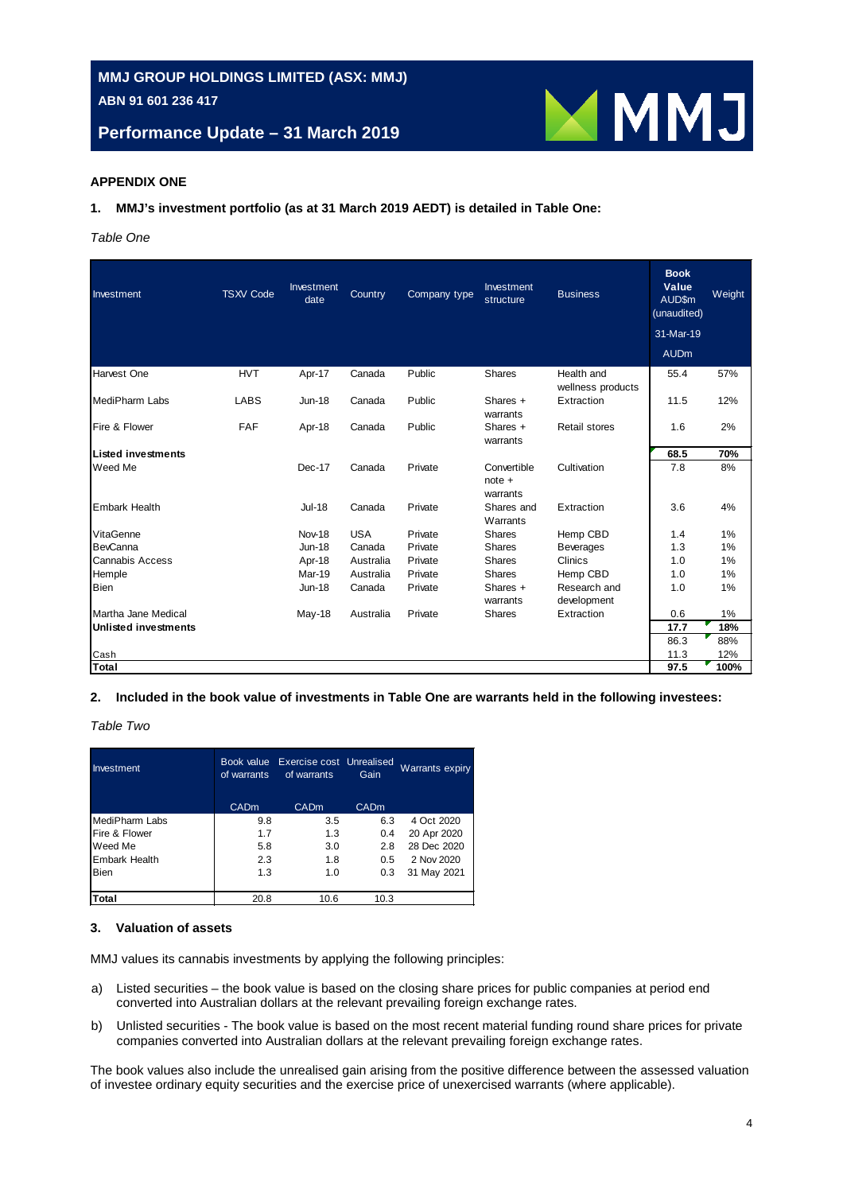## APPENDIX ONE

**1. MMJ's investment portfolio (as at 31 March 2019 AEDT) is detailed in Table One:**

*Table One*

| Investment | TSXV Code | Investment date | Country | Company type | Investment structure | Business | Book Value AUD$m (unaudited) 31-Mar-19 AUDm | Weight |
|---|---|---|---|---|---|---|---|---|
| Harvest One | HVT | Apr-17 | Canada | Public | Shares | Health and wellness products | 55.4 | 57% |
| MediPharm Labs | LABS | Jun-18 | Canada | Public | Shares + warrants | Extraction | 11.5 | 12% |
| Fire & Flower | FAF | Apr-18 | Canada | Public | Shares + warrants | Retail stores | 1.6 | 2% |
| **Listed investments** | | | | | | | **68.5** | **70%** |
| Weed Me | | Dec-17 | Canada | Private | Convertible note + warrants | Cultivation | 7.8 | 8% |
| Embark Health | | Jul-18 | Canada | Private | Shares and Warrants | Extraction | 3.6 | 4% |
| VitaGenne | | Nov-18 | USA | Private | Shares | Hemp CBD | 1.4 | 1% |
| BevCanna | | Jun-18 | Canada | Private | Shares | Beverages | 1.3 | 1% |
| Cannabis Access | | Apr-18 | Australia | Private | Shares | Clinics | 1.0 | 1% |
| Hemple | | Mar-19 | Australia | Private | Shares | Hemp CBD | 1.0 | 1% |
| Bien | | Jun-18 | Canada | Private | Shares + warrants | Research and development | 1.0 | 1% |
| Martha Jane Medical | | May-18 | Australia | Private | Shares | Extraction | 0.6 | 1% |
| **Unlisted investments** | | | | | | | **17.7** | **18%** |
| | | | | | | | 86.3 | 88% |
| Cash | | | | | | | 11.3 | 12% |
| **Total** | | | | | | | **97.5** | **100%** |

**2. Included in the book value of investments in Table One are warrants held in the following investees:**

*Table Two*

| Investment | Book value of warrants CADm | Exercise cost of warrants CADm | Unrealised Gain CADm | Warrants expiry |
|---|---|---|---|---|
| MediPharm Labs | 9.8 | 3.5 | 6.3 | 4 Oct 2020 |
| Fire & Flower | 1.7 | 1.3 | 0.4 | 20 Apr 2020 |
| Weed Me | 5.8 | 3.0 | 2.8 | 28 Dec 2020 |
| Embark Health | 2.3 | 1.8 | 0.5 | 2 Nov 2020 |
| Bien | 1.3 | 1.0 | 0.3 | 31 May 2021 |
| **Total** | 20.8 | 10.6 | 10.3 | |

**3. Valuation of assets**

MMJ values its cannabis investments by applying the following principles:

a) Listed securities – the book value is based on the closing share prices for public companies at period end converted into Australian dollars at the relevant prevailing foreign exchange rates.

b) Unlisted securities - The book value is based on the most recent material funding round share prices for private companies converted into Australian dollars at the relevant prevailing foreign exchange rates.

The book values also include the unrealised gain arising from the positive difference between the assessed valuation of investee ordinary equity securities and the exercise price of unexercised warrants (where applicable).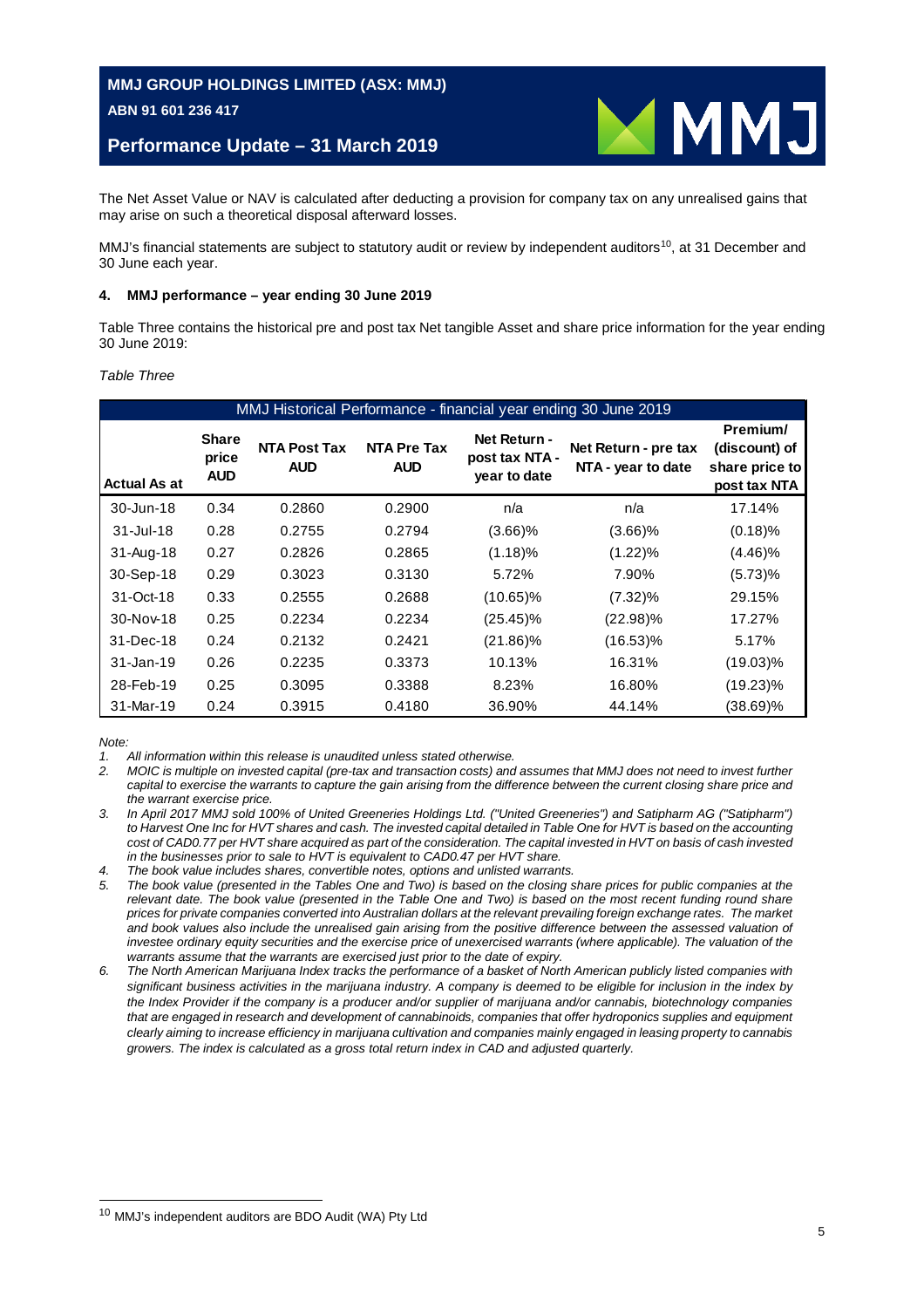The Net Asset Value or NAV is calculated after deducting a provision for company tax on any unrealised gains that may arise on such a theoretical disposal afterward losses.

MMJ's financial statements are subject to statutory audit or review by independent auditors[10], at 31 December and 30 June each year.

## 4. MMJ performance – year ending 30 June 2019

Table Three contains the historical pre and post tax Net tangible Asset and share price information for the year ending 30 June 2019:

*Table Three*

| MMJ Historical Performance - financial year ending 30 June 2019 | | | | | | |
|---|---|---|---|---|---|---|
| **Actual As at** | **Share price AUD** | **NTA Post Tax AUD** | **NTA Pre Tax AUD** | **Net Return - post tax NTA - year to date** | **Net Return - pre tax NTA - year to date** | **Premium/ (discount) of share price to post tax NTA** |
| 30-Jun-18 | 0.34 | 0.2860 | 0.2900 | n/a | n/a | 17.14% |
| 31-Jul-18 | 0.28 | 0.2755 | 0.2794 | (3.66)% | (3.66)% | (0.18)% |
| 31-Aug-18 | 0.27 | 0.2826 | 0.2865 | (1.18)% | (1.22)% | (4.46)% |
| 30-Sep-18 | 0.29 | 0.3023 | 0.3130 | 5.72% | 7.90% | (5.73)% |
| 31-Oct-18 | 0.33 | 0.2555 | 0.2688 | (10.65)% | (7.32)% | 29.15% |
| 30-Nov-18 | 0.25 | 0.2234 | 0.2234 | (25.45)% | (22.98)% | 17.27% |
| 31-Dec-18 | 0.24 | 0.2132 | 0.2421 | (21.86)% | (16.53)% | 5.17% |
| 31-Jan-19 | 0.26 | 0.2235 | 0.3373 | 10.13% | 16.31% | (19.03)% |
| 28-Feb-19 | 0.25 | 0.3095 | 0.3388 | 8.23% | 16.80% | (19.23)% |
| 31-Mar-19 | 0.24 | 0.3915 | 0.4180 | 36.90% | 44.14% | (38.69)% |

*Note:*

1. *All information within this release is unaudited unless stated otherwise.*
2. *MOIC is multiple on invested capital (pre-tax and transaction costs) and assumes that MMJ does not need to invest further capital to exercise the warrants to capture the gain arising from the difference between the current closing share price and the warrant exercise price.*
3. *In April 2017 MMJ sold 100% of United Greeneries Holdings Ltd. ("United Greeneries") and Satipharm AG ("Satipharm") to Harvest One Inc for HVT shares and cash. The invested capital detailed in Table One for HVT is based on the accounting cost of CAD0.77 per HVT share acquired as part of the consideration. The capital invested in HVT on basis of cash invested in the businesses prior to sale to HVT is equivalent to CAD0.47 per HVT share.*
4. *The book value includes shares, convertible notes, options and unlisted warrants.*
5. *The book value (presented in the Tables One and Two) is based on the closing share prices for public companies at the relevant date. The book value (presented in the Table One and Two) is based on the most recent funding round share prices for private companies converted into Australian dollars at the relevant prevailing foreign exchange rates. The market and book values also include the unrealised gain arising from the positive difference between the assessed valuation of investee ordinary equity securities and the exercise price of unexercised warrants (where applicable). The valuation of the warrants assume that the warrants are exercised just prior to the date of expiry.*
6. *The North American Marijuana Index tracks the performance of a basket of North American publicly listed companies with significant business activities in the marijuana industry. A company is deemed to be eligible for inclusion in the index by the Index Provider if the company is a producer and/or supplier of marijuana and/or cannabis, biotechnology companies that are engaged in research and development of cannabinoids, companies that offer hydroponics supplies and equipment clearly aiming to increase efficiency in marijuana cultivation and companies mainly engaged in leasing property to cannabis growers. The index is calculated as a gross total return index in CAD and adjusted quarterly.*

[10] MMJ's independent auditors are BDO Audit (WA) Pty Ltd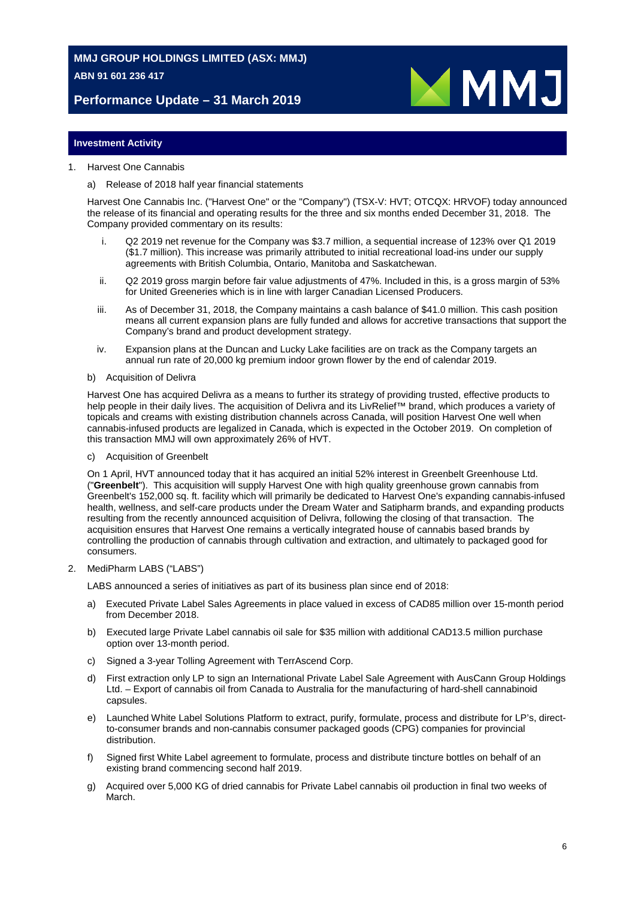# MMJ GROUP HOLDINGS LIMITED (ASX: MMJ)

**ABN 91 601 236 417**

## Performance Update – 31 March 2019

### Investment Activity

1. Harvest One Cannabis

   a) Release of 2018 half year financial statements

   Harvest One Cannabis Inc. ("Harvest One" or the "Company") (TSX-V: HVT; OTCQX: HRVOF) today announced the release of its financial and operating results for the three and six months ended December 31, 2018. The Company provided commentary on its results:

   i. Q2 2019 net revenue for the Company was $3.7 million, a sequential increase of 123% over Q1 2019 ($1.7 million). This increase was primarily attributed to initial recreational load-ins under our supply agreements with British Columbia, Ontario, Manitoba and Saskatchewan.

   ii. Q2 2019 gross margin before fair value adjustments of 47%. Included in this, is a gross margin of 53% for United Greeneries which is in line with larger Canadian Licensed Producers.

   iii. As of December 31, 2018, the Company maintains a cash balance of $41.0 million. This cash position means all current expansion plans are fully funded and allows for accretive transactions that support the Company's brand and product development strategy.

   iv. Expansion plans at the Duncan and Lucky Lake facilities are on track as the Company targets an annual run rate of 20,000 kg premium indoor grown flower by the end of calendar 2019.

   b) Acquisition of Delivra

   Harvest One has acquired Delivra as a means to further its strategy of providing trusted, effective products to help people in their daily lives. The acquisition of Delivra and its LivRelief™ brand, which produces a variety of topicals and creams with existing distribution channels across Canada, will position Harvest One well when cannabis-infused products are legalized in Canada, which is expected in the October 2019. On completion of this transaction MMJ will own approximately 26% of HVT.

   c) Acquisition of Greenbelt

   On 1 April, HVT announced today that it has acquired an initial 52% interest in Greenbelt Greenhouse Ltd. ("**Greenbelt**"). This acquisition will supply Harvest One with high quality greenhouse grown cannabis from Greenbelt's 152,000 sq. ft. facility which will primarily be dedicated to Harvest One's expanding cannabis-infused health, wellness, and self-care products under the Dream Water and Satipharm brands, and expanding products resulting from the recently announced acquisition of Delivra, following the closing of that transaction. The acquisition ensures that Harvest One remains a vertically integrated house of cannabis based brands by controlling the production of cannabis through cultivation and extraction, and ultimately to packaged good for consumers.

2. MediPharm LABS ("LABS")

   LABS announced a series of initiatives as part of its business plan since end of 2018:

   a) Executed Private Label Sales Agreements in place valued in excess of CAD85 million over 15-month period from December 2018.

   b) Executed large Private Label cannabis oil sale for $35 million with additional CAD13.5 million purchase option over 13-month period.

   c) Signed a 3-year Tolling Agreement with TerrAscend Corp.

   d) First extraction only LP to sign an International Private Label Sale Agreement with AusCann Group Holdings Ltd. – Export of cannabis oil from Canada to Australia for the manufacturing of hard-shell cannabinoid capsules.

   e) Launched White Label Solutions Platform to extract, purify, formulate, process and distribute for LP's, direct-to-consumer brands and non-cannabis consumer packaged goods (CPG) companies for provincial distribution.

   f) Signed first White Label agreement to formulate, process and distribute tincture bottles on behalf of an existing brand commencing second half 2019.

   g) Acquired over 5,000 KG of dried cannabis for Private Label cannabis oil production in final two weeks of March.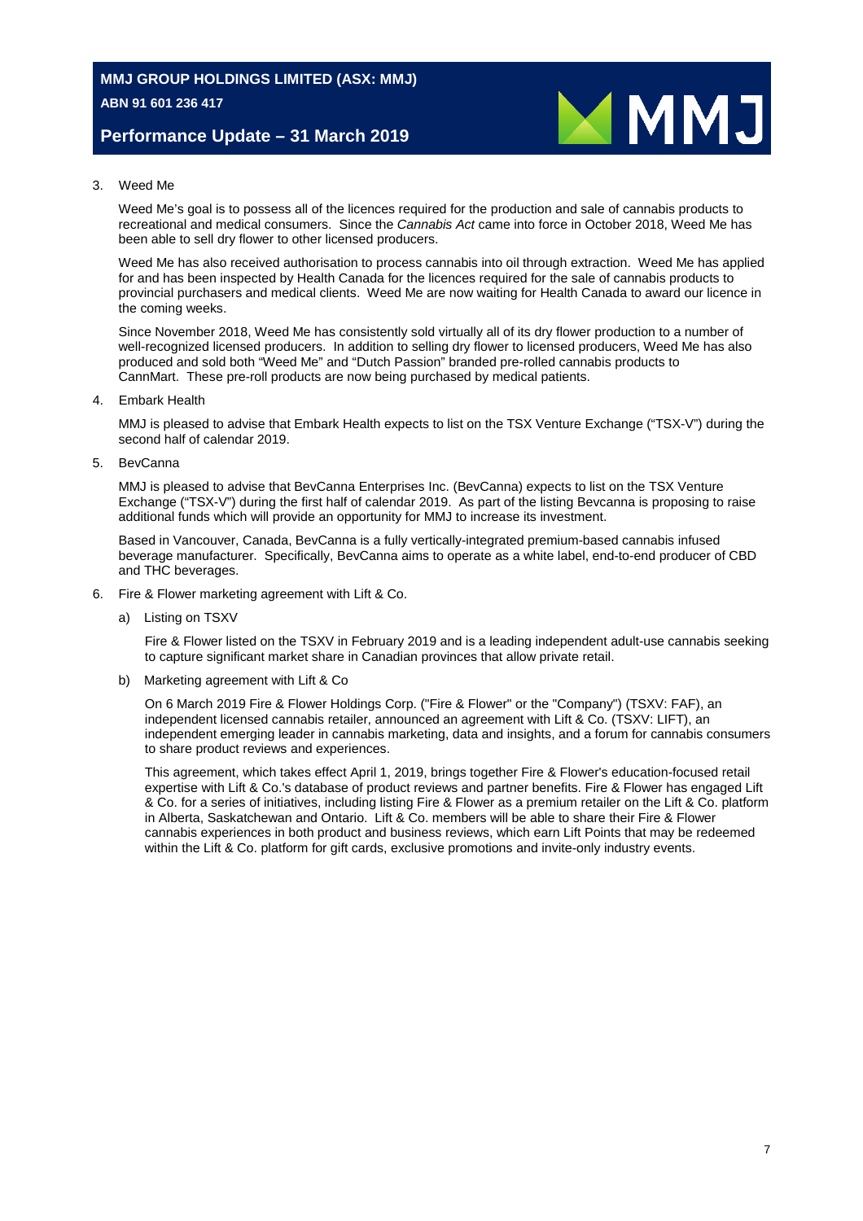3. Weed Me

   Weed Me's goal is to possess all of the licences required for the production and sale of cannabis products to recreational and medical consumers. Since the *Cannabis Act* came into force in October 2018, Weed Me has been able to sell dry flower to other licensed producers.

   Weed Me has also received authorisation to process cannabis into oil through extraction. Weed Me has applied for and has been inspected by Health Canada for the licences required for the sale of cannabis products to provincial purchasers and medical clients. Weed Me are now waiting for Health Canada to award our licence in the coming weeks.

   Since November 2018, Weed Me has consistently sold virtually all of its dry flower production to a number of well-recognized licensed producers. In addition to selling dry flower to licensed producers, Weed Me has also produced and sold both "Weed Me" and "Dutch Passion" branded pre-rolled cannabis products to CannMart. These pre-roll products are now being purchased by medical patients.

4. Embark Health

   MMJ is pleased to advise that Embark Health expects to list on the TSX Venture Exchange ("TSX-V") during the second half of calendar 2019.

5. BevCanna

   MMJ is pleased to advise that BevCanna Enterprises Inc. (BevCanna) expects to list on the TSX Venture Exchange ("TSX-V") during the first half of calendar 2019. As part of the listing Bevcanna is proposing to raise additional funds which will provide an opportunity for MMJ to increase its investment.

   Based in Vancouver, Canada, BevCanna is a fully vertically-integrated premium-based cannabis infused beverage manufacturer. Specifically, BevCanna aims to operate as a white label, end-to-end producer of CBD and THC beverages.

6. Fire & Flower marketing agreement with Lift & Co.

   a) Listing on TSXV

      Fire & Flower listed on the TSXV in February 2019 and is a leading independent adult-use cannabis seeking to capture significant market share in Canadian provinces that allow private retail.

   b) Marketing agreement with Lift & Co

      On 6 March 2019 Fire & Flower Holdings Corp. ("Fire & Flower" or the "Company") (TSXV: FAF), an independent licensed cannabis retailer, announced an agreement with Lift & Co. (TSXV: LIFT), an independent emerging leader in cannabis marketing, data and insights, and a forum for cannabis consumers to share product reviews and experiences.

      This agreement, which takes effect April 1, 2019, brings together Fire & Flower's education-focused retail expertise with Lift & Co.'s database of product reviews and partner benefits. Fire & Flower has engaged Lift & Co. for a series of initiatives, including listing Fire & Flower as a premium retailer on the Lift & Co. platform in Alberta, Saskatchewan and Ontario. Lift & Co. members will be able to share their Fire & Flower cannabis experiences in both product and business reviews, which earn Lift Points that may be redeemed within the Lift & Co. platform for gift cards, exclusive promotions and invite-only industry events.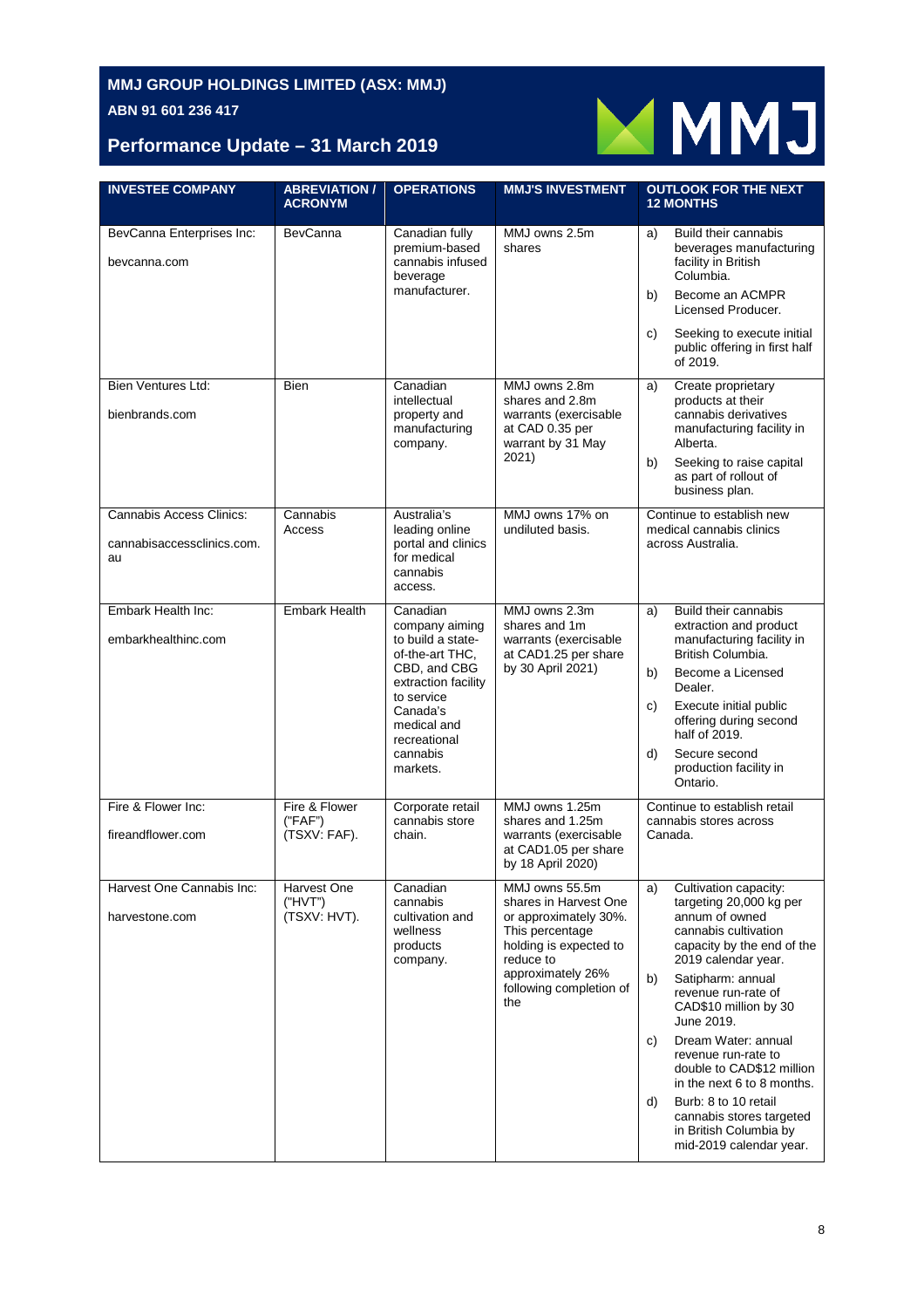# MMJ GROUP HOLDINGS LIMITED (ASX: MMJ)

**ABN 91 601 236 417**

## Performance Update – 31 March 2019

| INVESTEE COMPANY | ABREVIATION / ACRONYM | OPERATIONS | MMJ'S INVESTMENT | OUTLOOK FOR THE NEXT 12 MONTHS |
|---|---|---|---|---|
| BevCanna Enterprises Inc: bevcanna.com | BevCanna | Canadian fully premium-based cannabis infused beverage manufacturer. | MMJ owns 2.5m shares | a) Build their cannabis beverages manufacturing facility in British Columbia. b) Become an ACMPR Licensed Producer. c) Seeking to execute initial public offering in first half of 2019. |
| Bien Ventures Ltd: bienbrands.com | Bien | Canadian intellectual property and manufacturing company. | MMJ owns 2.8m shares and 2.8m warrants (exercisable at CAD 0.35 per warrant by 31 May 2021) | a) Create proprietary products at their cannabis derivatives manufacturing facility in Alberta. b) Seeking to raise capital as part of rollout of business plan. |
| Cannabis Access Clinics: cannabisaccessclinics.com.au | Cannabis Access | Australia's leading online portal and clinics for medical cannabis access. | MMJ owns 17% on undiluted basis. | Continue to establish new medical cannabis clinics across Australia. |
| Embark Health Inc: embarkhealthinc.com | Embark Health | Canadian company aiming to build a state-of-the-art THC, CBD, and CBG extraction facility to service Canada's medical and recreational cannabis markets. | MMJ owns 2.3m shares and 1m warrants (exercisable at CAD1.25 per share by 30 April 2021) | a) Build their cannabis extraction and product manufacturing facility in British Columbia. b) Become a Licensed Dealer. c) Execute initial public offering during second half of 2019. d) Secure second production facility in Ontario. |
| Fire & Flower Inc: fireandflower.com | Fire & Flower ("FAF") (TSXV: FAF). | Corporate retail cannabis store chain. | MMJ owns 1.25m shares and 1.25m warrants (exercisable at CAD1.05 per share by 18 April 2020) | Continue to establish retail cannabis stores across Canada. |
| Harvest One Cannabis Inc: harvestone.com | Harvest One ("HVT") (TSXV: HVT). | Canadian cannabis cultivation and wellness products company. | MMJ owns 55.5m shares in Harvest One or approximately 30%. This percentage holding is expected to reduce to approximately 26% following completion of the | a) Cultivation capacity: targeting 20,000 kg per annum of owned cannabis cultivation capacity by the end of the 2019 calendar year. b) Satipharm: annual revenue run-rate of CAD$10 million by 30 June 2019. c) Dream Water: annual revenue run-rate to double to CAD$12 million in the next 6 to 8 months. d) Burb: 8 to 10 retail cannabis stores targeted in British Columbia by mid-2019 calendar year. |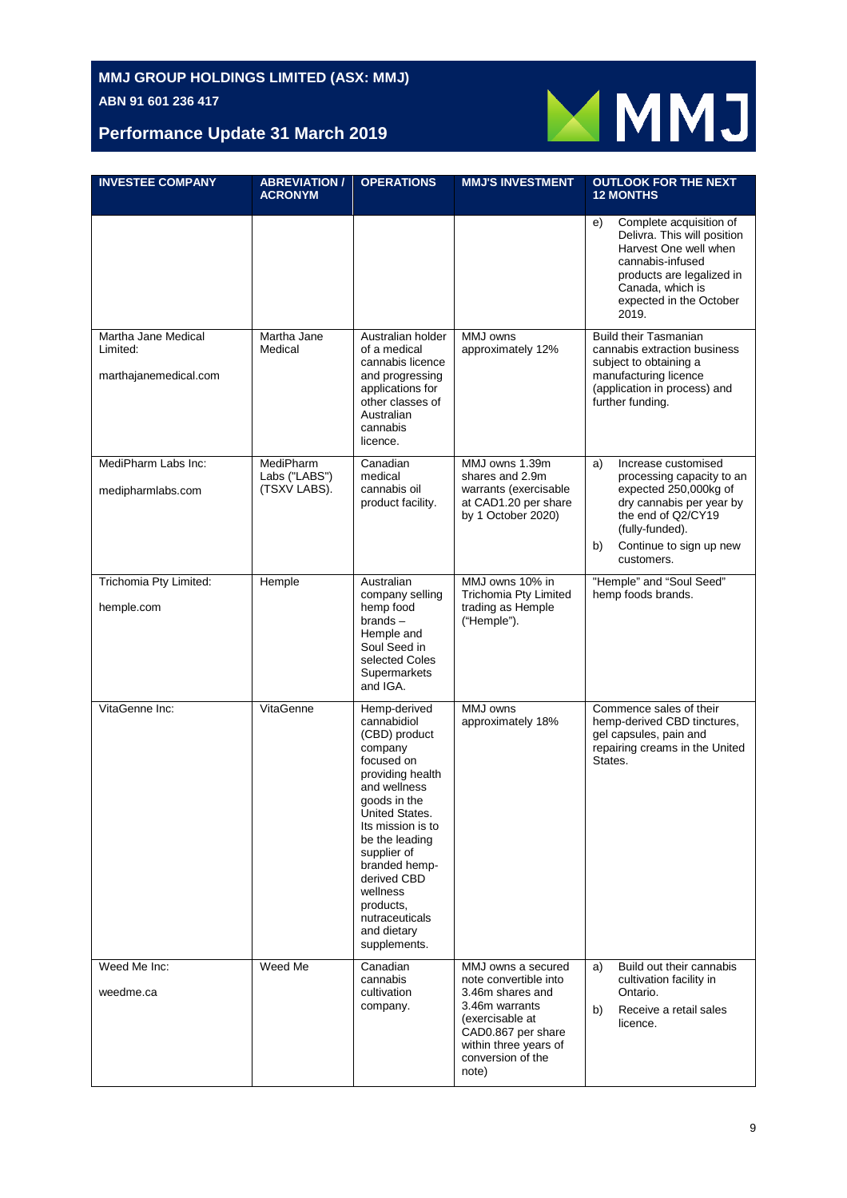# MMJ GROUP HOLDINGS LIMITED (ASX: MMJ)

**ABN 91 601 236 417**

## Performance Update 31 March 2019

| INVESTEE COMPANY | ABBREVIATION / ACRONYM | OPERATIONS | MMJ'S INVESTMENT | OUTLOOK FOR THE NEXT 12 MONTHS |
|---|---|---|---|---|
| | | | | e) Complete acquisition of Delivra. This will position Harvest One well when cannabis-infused products are legalized in Canada, which is expected in the October 2019. |
| Martha Jane Medical Limited: marthajanemedical.com | Martha Jane Medical | Australian holder of a medical cannabis licence and progressing applications for other classes of Australian cannabis licence. | MMJ owns approximately 12% | Build their Tasmanian cannabis extraction business subject to obtaining a manufacturing licence (application in process) and further funding. |
| MediPharm Labs Inc: medipharmlabs.com | MediPharm Labs ("LABS") (TSXV LABS). | Canadian medical cannabis oil product facility. | MMJ owns 1.39m shares and 2.9m warrants (exercisable at CAD1.20 per share by 1 October 2020) | a) Increase customised processing capacity to an expected 250,000kg of dry cannabis per year by the end of Q2/CY19 (fully-funded). b) Continue to sign up new customers. |
| Trichomia Pty Limited: hemple.com | Hemple | Australian company selling hemp food brands – Hemple and Soul Seed in selected Coles Supermarkets and IGA. | MMJ owns 10% in Trichomia Pty Limited trading as Hemple ("Hemple"). | "Hemple" and "Soul Seed" hemp foods brands. |
| VitaGenne Inc: | VitaGenne | Hemp-derived cannabidiol (CBD) product company focused on providing health and wellness goods in the United States. Its mission is to be the leading supplier of branded hemp-derived CBD wellness products, nutraceuticals and dietary supplements. | MMJ owns approximately 18% | Commence sales of their hemp-derived CBD tinctures, gel capsules, pain and repairing creams in the United States. |
| Weed Me Inc: weedme.ca | Weed Me | Canadian cannabis cultivation company. | MMJ owns a secured note convertible into 3.46m shares and 3.46m warrants (exercisable at CAD0.867 per share within three years of conversion of the note) | a) Build out their cannabis cultivation facility in Ontario. b) Receive a retail sales licence. |